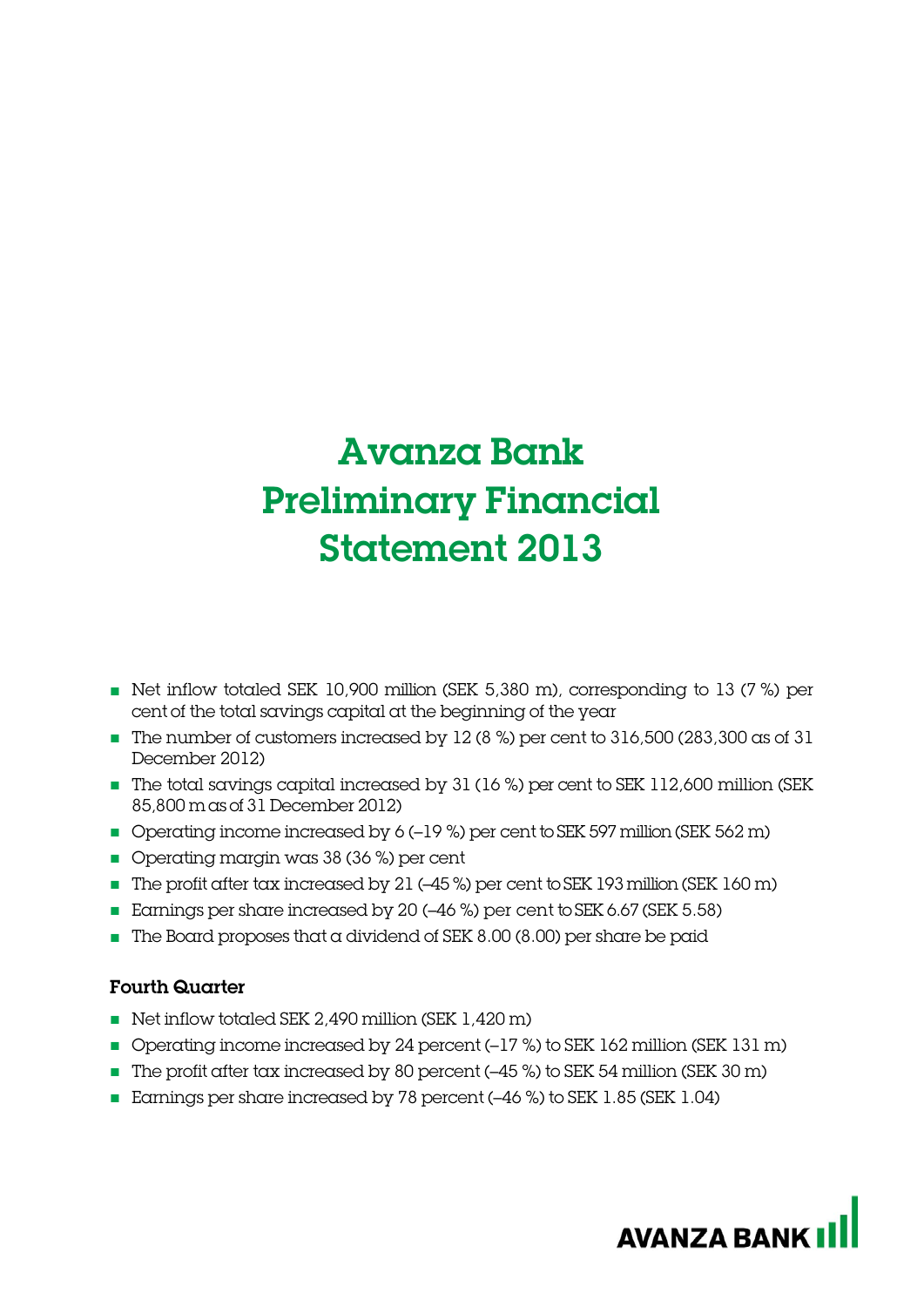# Avanza Bank Preliminary Financial Statement 2013

- Net inflow totaled SEK 10,900 million (SEK 5,380 m), corresponding to 13 (7 %) per cent of the total savings capital at the beginning of the year
- The number of customers increased by 12 (8 %) per cent to 316,500 (283,300 as of 31 December 2012)
- The total savings capital increased by 31 (16 %) per cent to SEK 112,600 million (SEK 85,800 m as of 31 December 2012)
- Operating income increased by 6 (–19 %) per cent to SEK 597 million (SEK 562 m)
- Operating margin was 38 (36 %) per cent
- The profit after tax increased by 21 (–45 %) per cent to SEK 193 million (SEK 160 m)
- Earnings per share increased by 20 (–46 %) per cent to SEK 6.67 (SEK 5.58)
- The Board proposes that a dividend of SEK 8.00 (8.00) per share be paid

### Fourth Quarter

- Net inflow totaled SEK 2,490 million (SEK 1,420 m)
- Operating income increased by 24 percent (–17 %) to SEK 162 million (SEK 131 m)
- The profit after tax increased by 80 percent (–45 %) to SEK 54 million (SEK 30 m)
- Earnings per share increased by 78 percent (–46 %) to SEK 1.85 (SEK 1.04)

AVANZA BANK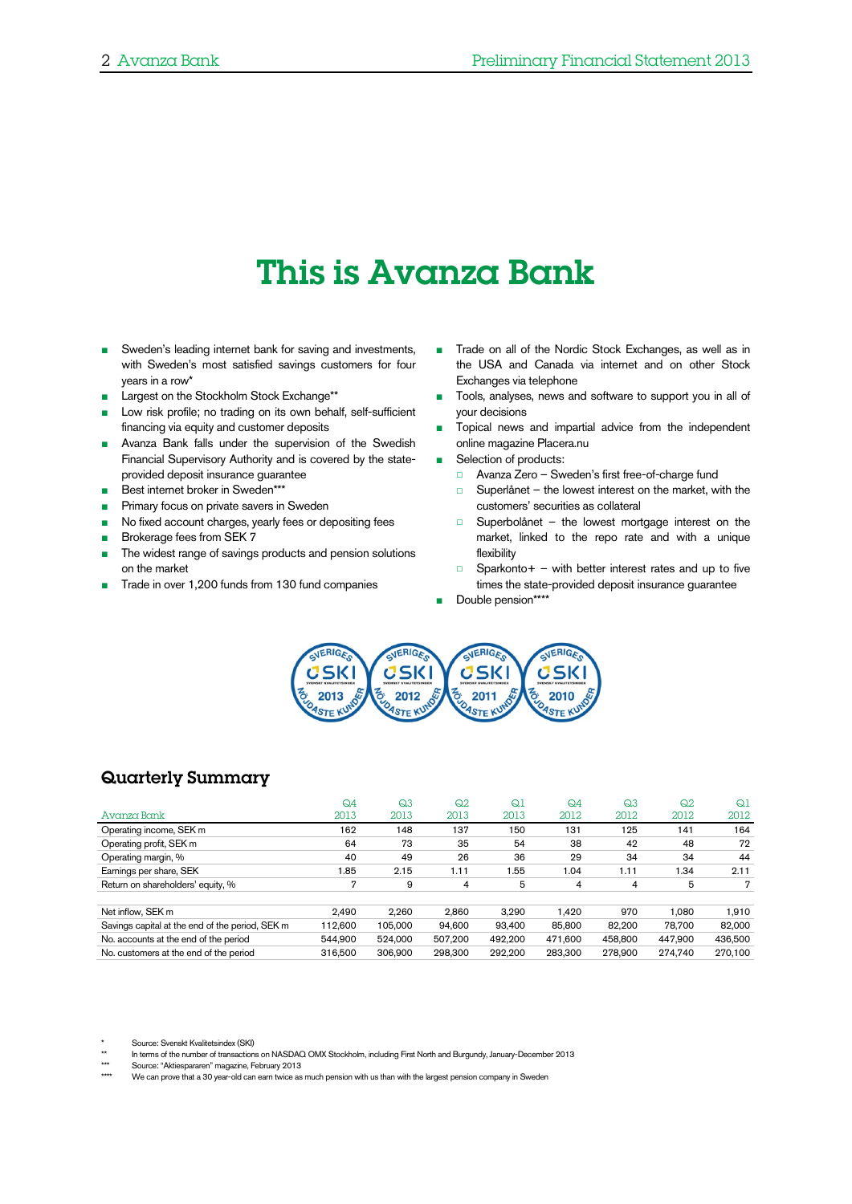# This is Avanza Bank

- Sweden's leading internet bank for saving and investments, with Sweden's most satisfied savings customers for four years in a row*
- Largest on the Stockholm Stock Exchange**
- Low risk profile; no trading on its own behalf, self-sufficient financing via equity and customer deposits
- Avanza Bank falls under the supervision of the Swedish Financial Supervisory Authority and is covered by the state-provided deposit insurance guarantee
- Best internet broker in Sweden***
- Primary focus on private savers in Sweden
- No fixed account charges, yearly fees or depositing fees
- Brokerage fees from SEK 7
- The widest range of savings products and pension solutions on the market
- Trade in over 1,200 funds from 130 fund companies
- Trade on all of the Nordic Stock Exchanges, as well as in the USA and Canada via internet and on other Stock Exchanges via telephone
- Tools, analyses, news and software to support you in all of your decisions
- Topical news and impartial advice from the independent online magazine Placera.nu
- Selection of products:
  - Avanza Zero – Sweden's first free-of-charge fund
  - Superlånet – the lowest interest on the market, with the customers' securities as collateral
  - Superbolånet – the lowest mortgage interest on the market, linked to the repo rate and with a unique flexibility
  - Sparkonto+ – with better interest rates and up to five times the state-provided deposit insurance guarantee
- Double pension****

## Quarterly Summary

| Avanza Bank | Q4 2013 | Q3 2013 | Q2 2013 | Q1 2013 | Q4 2012 | Q3 2012 | Q2 2012 | Q1 2012 |
|---|---|---|---|---|---|---|---|---|
| Operating income, SEK m | 162 | 148 | 137 | 150 | 131 | 125 | 141 | 164 |
| Operating profit, SEK m | 64 | 73 | 35 | 54 | 38 | 42 | 48 | 72 |
| Operating margin, % | 40 | 49 | 26 | 36 | 29 | 34 | 34 | 44 |
| Earnings per share, SEK | 1.85 | 2.15 | 1.11 | 1.55 | 1.04 | 1.11 | 1.34 | 2.11 |
| Return on shareholders' equity, % | 7 | 9 | 4 | 5 | 4 | 4 | 5 | 7 |
| | | | | | | | | |
| Net inflow, SEK m | 2,490 | 2,260 | 2,860 | 3,290 | 1,420 | 970 | 1,080 | 1,910 |
| Savings capital at the end of the period, SEK m | 112,600 | 105,000 | 94,600 | 93,400 | 85,800 | 82,200 | 78,700 | 82,000 |
| No. accounts at the end of the period | 544,900 | 524,000 | 507,200 | 492,200 | 471,600 | 458,800 | 447,900 | 436,500 |
| No. customers at the end of the period | 316,500 | 306,900 | 298,300 | 292,200 | 283,300 | 278,900 | 274,740 | 270,100 |

\* Source: Svenskt Kvalitetsindex (SKI)
\*\* In terms of the number of transactions on NASDAQ OMX Stockholm, including First North and Burgundy, January-December 2013
\*\*\* Source: "Aktiespararen" magazine, February 2013
\*\*\*\* We can prove that a 30 year-old can earn twice as much pension with us than with the largest pension company in Sweden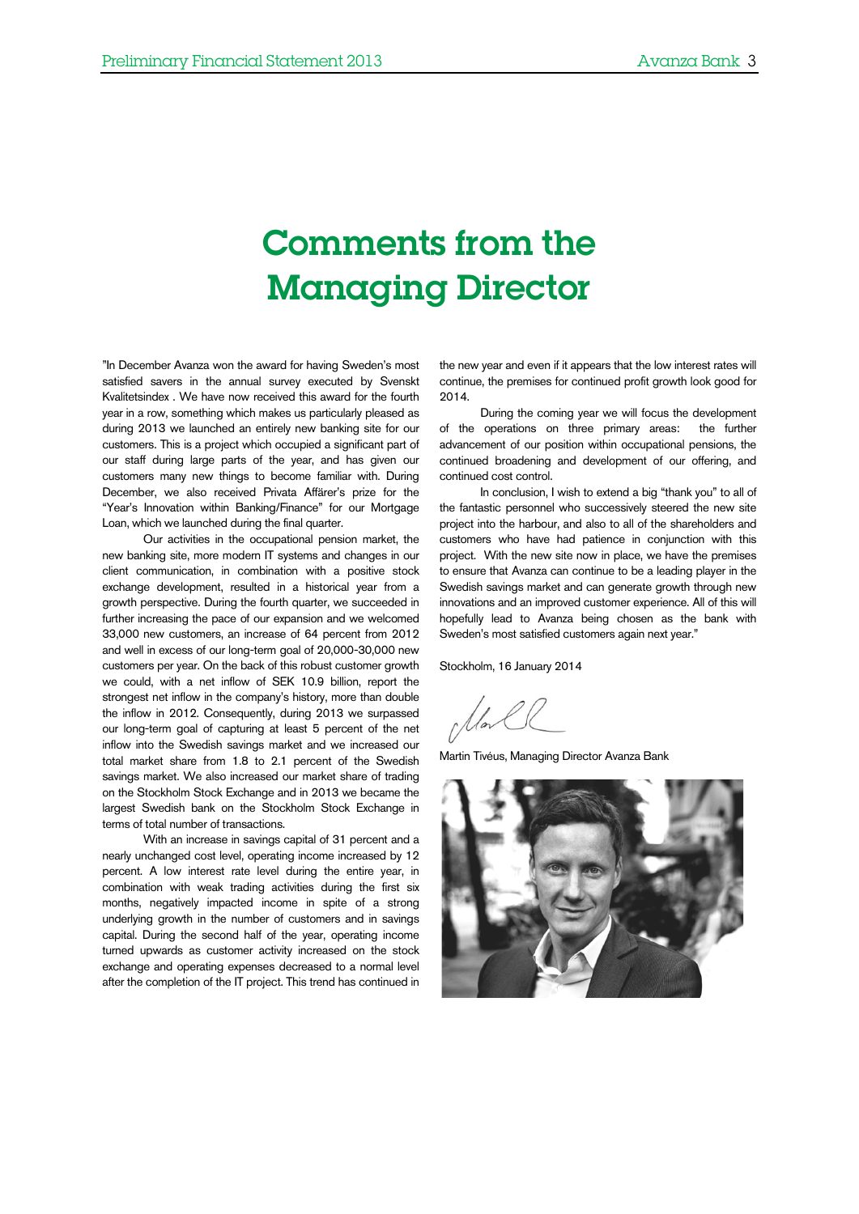# Comments from the Managing Director

"In December Avanza won the award for having Sweden's most satisfied savers in the annual survey executed by Svenskt Kvalitetsindex . We have now received this award for the fourth year in a row, something which makes us particularly pleased as during 2013 we launched an entirely new banking site for our customers. This is a project which occupied a significant part of our staff during large parts of the year, and has given our customers many new things to become familiar with. During December, we also received Privata Affärer's prize for the "Year's Innovation within Banking/Finance" for our Mortgage Loan, which we launched during the final quarter.

Our activities in the occupational pension market, the new banking site, more modern IT systems and changes in our client communication, in combination with a positive stock exchange development, resulted in a historical year from a growth perspective. During the fourth quarter, we succeeded in further increasing the pace of our expansion and we welcomed 33,000 new customers, an increase of 64 percent from 2012 and well in excess of our long-term goal of 20,000-30,000 new customers per year. On the back of this robust customer growth we could, with a net inflow of SEK 10.9 billion, report the strongest net inflow in the company's history, more than double the inflow in 2012. Consequently, during 2013 we surpassed our long-term goal of capturing at least 5 percent of the net inflow into the Swedish savings market and we increased our total market share from 1.8 to 2.1 percent of the Swedish savings market. We also increased our market share of trading on the Stockholm Stock Exchange and in 2013 we became the largest Swedish bank on the Stockholm Stock Exchange in terms of total number of transactions.

With an increase in savings capital of 31 percent and a nearly unchanged cost level, operating income increased by 12 percent. A low interest rate level during the entire year, in combination with weak trading activities during the first six months, negatively impacted income in spite of a strong underlying growth in the number of customers and in savings capital. During the second half of the year, operating income turned upwards as customer activity increased on the stock exchange and operating expenses decreased to a normal level after the completion of the IT project. This trend has continued in the new year and even if it appears that the low interest rates will continue, the premises for continued profit growth look good for 2014.

During the coming year we will focus the development of the operations on three primary areas: the further advancement of our position within occupational pensions, the continued broadening and development of our offering, and continued cost control.

In conclusion, I wish to extend a big "thank you" to all of the fantastic personnel who successively steered the new site project into the harbour, and also to all of the shareholders and customers who have had patience in conjunction with this project. With the new site now in place, we have the premises to ensure that Avanza can continue to be a leading player in the Swedish savings market and can generate growth through new innovations and an improved customer experience. All of this will hopefully lead to Avanza being chosen as the bank with Sweden's most satisfied customers again next year."

Stockholm, 16 January 2014

Martin Tivéus, Managing Director Avanza Bank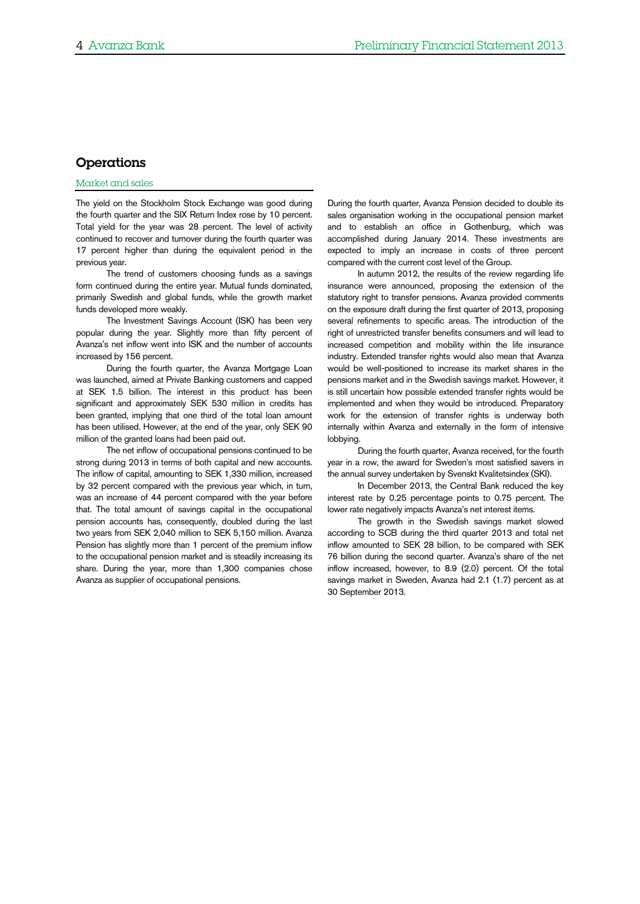# Operations

## Market and sales

The yield on the Stockholm Stock Exchange was good during the fourth quarter and the SIX Return Index rose by 10 percent. Total yield for the year was 28 percent. The level of activity continued to recover and turnover during the fourth quarter was 17 percent higher than during the equivalent period in the previous year.

The trend of customers choosing funds as a savings form continued during the entire year. Mutual funds dominated, primarily Swedish and global funds, while the growth market funds developed more weakly.

The Investment Savings Account (ISK) has been very popular during the year. Slightly more than fifty percent of Avanza's net inflow went into ISK and the number of accounts increased by 156 percent.

During the fourth quarter, the Avanza Mortgage Loan was launched, aimed at Private Banking customers and capped at SEK 1.5 billion. The interest in this product has been significant and approximately SEK 530 million in credits has been granted, implying that one third of the total loan amount has been utilised. However, at the end of the year, only SEK 90 million of the granted loans had been paid out.

The net inflow of occupational pensions continued to be strong during 2013 in terms of both capital and new accounts. The inflow of capital, amounting to SEK 1,330 million, increased by 32 percent compared with the previous year which, in turn, was an increase of 44 percent compared with the year before that. The total amount of savings capital in the occupational pension accounts has, consequently, doubled during the last two years from SEK 2,040 million to SEK 5,150 million. Avanza Pension has slightly more than 1 percent of the premium inflow to the occupational pension market and is steadily increasing its share. During the year, more than 1,300 companies chose Avanza as supplier of occupational pensions.

During the fourth quarter, Avanza Pension decided to double its sales organisation working in the occupational pension market and to establish an office in Gothenburg, which was accomplished during January 2014. These investments are expected to imply an increase in costs of three percent compared with the current cost level of the Group.

In autumn 2012, the results of the review regarding life insurance were announced, proposing the extension of the statutory right to transfer pensions. Avanza provided comments on the exposure draft during the first quarter of 2013, proposing several refinements to specific areas. The introduction of the right of unrestricted transfer benefits consumers and will lead to increased competition and mobility within the life insurance industry. Extended transfer rights would also mean that Avanza would be well-positioned to increase its market shares in the pensions market and in the Swedish savings market. However, it is still uncertain how possible extended transfer rights would be implemented and when they would be introduced. Preparatory work for the extension of transfer rights is underway both internally within Avanza and externally in the form of intensive lobbying.

During the fourth quarter, Avanza received, for the fourth year in a row, the award for Sweden's most satisfied savers in the annual survey undertaken by Svenskt Kvalitetsindex (SKI).

In December 2013, the Central Bank reduced the key interest rate by 0.25 percentage points to 0.75 percent. The lower rate negatively impacts Avanza's net interest items.

The growth in the Swedish savings market slowed according to SCB during the third quarter 2013 and total net inflow amounted to SEK 28 billion, to be compared with SEK 76 billion during the second quarter. Avanza's share of the net inflow increased, however, to 8.9 (2.0) percent. Of the total savings market in Sweden, Avanza had 2.1 (1.7) percent as at 30 September 2013.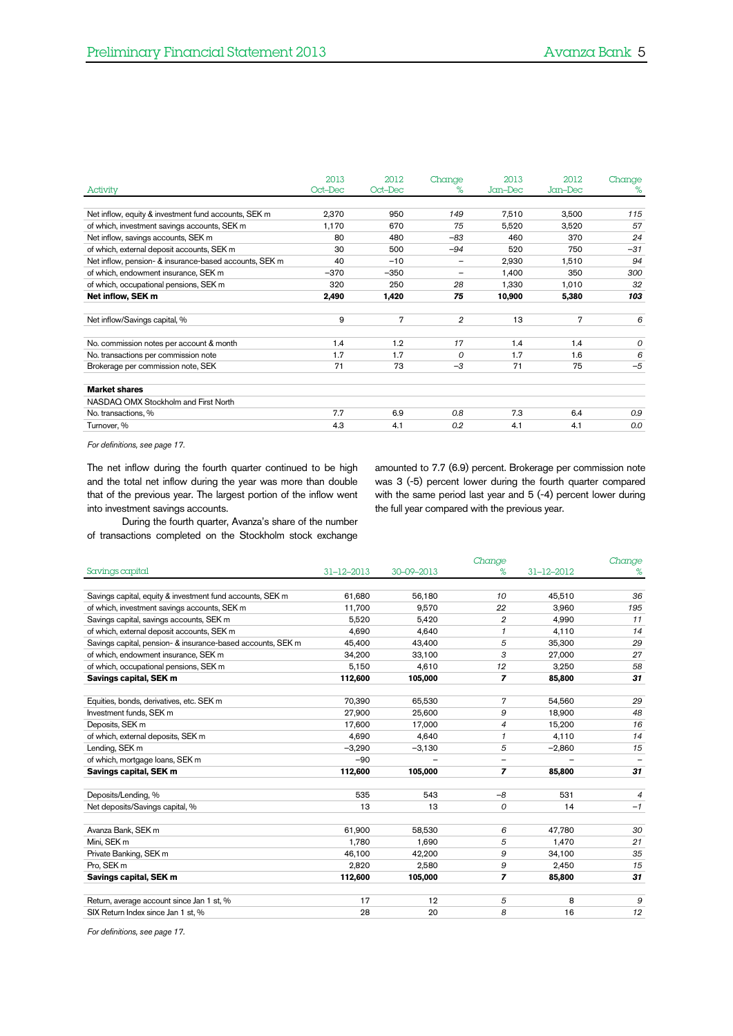| Activity | 2013 Oct–Dec | 2012 Oct–Dec | Change % | 2013 Jan–Dec | 2012 Jan–Dec | Change % |
|---|---|---|---|---|---|---|
| Net inflow, equity & investment fund accounts, SEK m | 2,370 | 950 | *149* | 7,510 | 3,500 | *115* |
| of which, investment savings accounts, SEK m | 1,170 | 670 | *75* | 5,520 | 3,520 | *57* |
| Net inflow, savings accounts, SEK m | 80 | 480 | *–83* | 460 | 370 | *24* |
| of which, external deposit accounts, SEK m | 30 | 500 | *–94* | 520 | 750 | *–31* |
| Net inflow, pension- & insurance-based accounts, SEK m | 40 | –10 | – | 2,930 | 1,510 | *94* |
| of which, endowment insurance, SEK m | –370 | –350 | – | 1,400 | 350 | *300* |
| of which, occupational pensions, SEK m | 320 | 250 | *28* | 1,330 | 1,010 | *32* |
| **Net inflow, SEK m** | **2,490** | **1,420** | ***75*** | **10,900** | **5,380** | ***103*** |
| | | | | | | |
| Net inflow/Savings capital, % | 9 | 7 | *2* | 13 | 7 | *6* |
| | | | | | | |
| No. commission notes per account & month | 1.4 | 1.2 | *17* | 1.4 | 1.4 | *0* |
| No. transactions per commission note | 1.7 | 1.7 | *0* | 1.7 | 1.6 | *6* |
| Brokerage per commission note, SEK | 71 | 73 | *–3* | 71 | 75 | *–5* |
| | | | | | | |
| **Market shares** | | | | | | |
| NASDAQ OMX Stockholm and First North | | | | | | |
| No. transactions, % | 7.7 | 6.9 | *0.8* | 7.3 | 6.4 | *0.9* |
| Turnover, % | 4.3 | 4.1 | *0.2* | 4.1 | 4.1 | *0.0* |

*For definitions, see page 17.*

The net inflow during the fourth quarter continued to be high and the total net inflow during the year was more than double that of the previous year. The largest portion of the inflow went into investment savings accounts.

During the fourth quarter, Avanza's share of the number of transactions completed on the Stockholm stock exchange amounted to 7.7 (6.9) percent. Brokerage per commission note was 3 (-5) percent lower during the fourth quarter compared with the same period last year and 5 (-4) percent lower during the full year compared with the previous year.

| Savings capital | 31-12-2013 | 30-09-2013 | Change % | 31-12-2012 | Change % |
|---|---|---|---|---|---|
| Savings capital, equity & investment fund accounts, SEK m | 61,680 | 56,180 | *10* | 45,510 | *36* |
| of which, investment savings accounts, SEK m | 11,700 | 9,570 | *22* | 3,960 | *195* |
| Savings capital, savings accounts, SEK m | 5,520 | 5,420 | *2* | 4,990 | *11* |
| of which, external deposit accounts, SEK m | 4,690 | 4,640 | *1* | 4,110 | *14* |
| Savings capital, pension- & insurance-based accounts, SEK m | 45,400 | 43,400 | *5* | 35,300 | *29* |
| of which, endowment insurance, SEK m | 34,200 | 33,100 | *3* | 27,000 | *27* |
| of which, occupational pensions, SEK m | 5,150 | 4,610 | *12* | 3,250 | *58* |
| **Savings capital, SEK m** | **112,600** | **105,000** | ***7*** | **85,800** | ***31*** |
| | | | | | |
| Equities, bonds, derivatives, etc. SEK m | 70,390 | 65,530 | *7* | 54,560 | *29* |
| Investment funds, SEK m | 27,900 | 25,600 | *9* | 18,900 | *48* |
| Deposits, SEK m | 17,600 | 17,000 | *4* | 15,200 | *16* |
| of which, external deposits, SEK m | 4,690 | 4,640 | *1* | 4,110 | *14* |
| Lending, SEK m | –3,290 | –3,130 | *5* | –2,860 | *15* |
| of which, mortgage loans, SEK m | –90 | – | – | – | – |
| **Savings capital, SEK m** | **112,600** | **105,000** | ***7*** | **85,800** | ***31*** |
| | | | | | |
| Deposits/Lending, % | 535 | 543 | *–8* | 531 | *4* |
| Net deposits/Savings capital, % | 13 | 13 | *0* | 14 | *–1* |
| | | | | | |
| Avanza Bank, SEK m | 61,900 | 58,530 | *6* | 47,780 | *30* |
| Mini, SEK m | 1,780 | 1,690 | *5* | 1,470 | *21* |
| Private Banking, SEK m | 46,100 | 42,200 | *9* | 34,100 | *35* |
| Pro, SEK m | 2,820 | 2,580 | *9* | 2,450 | *15* |
| **Savings capital, SEK m** | **112,600** | **105,000** | ***7*** | **85,800** | ***31*** |
| | | | | | |
| Return, average account since Jan 1 st, % | 17 | 12 | *5* | 8 | *9* |
| SIX Return Index since Jan 1 st, % | 28 | 20 | *8* | 16 | *12* |

*For definitions, see page 17.*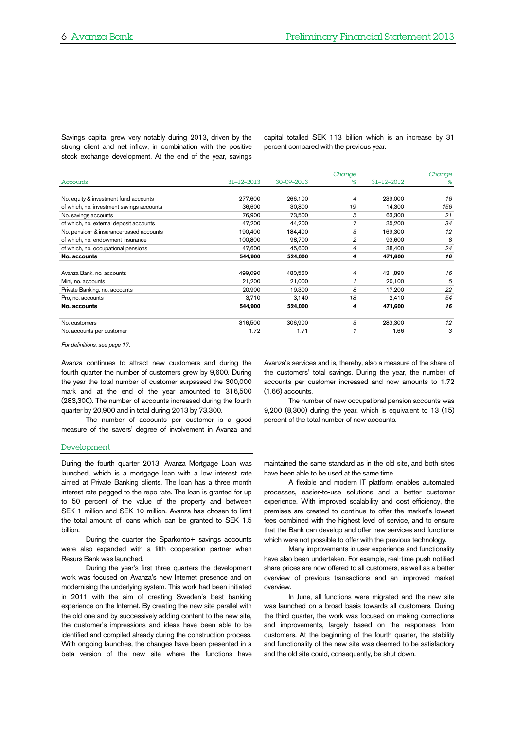Savings capital grew very notably during 2013, driven by the strong client and net inflow, in combination with the positive stock exchange development. At the end of the year, savings capital totalled SEK 113 billion which is an increase by 31 percent compared with the previous year.

| Accounts | 31-12-2013 | 30-09-2013 | Change % | 31-12-2012 | Change % |
|---|---|---|---|---|---|
| No. equity & investment fund accounts | 277,600 | 266,100 | 4 | 239,000 | 16 |
| of which, no. investment savings accounts | 36,600 | 30,800 | 19 | 14,300 | 156 |
| No. savings accounts | 76,900 | 73,500 | 5 | 63,300 | 21 |
| of which, no. external deposit accounts | 47,200 | 44,200 | 7 | 35,200 | 34 |
| No. pension- & insurance-based accounts | 190,400 | 184,400 | 3 | 169,300 | 12 |
| of which, no. endowment insurance | 100,800 | 98,700 | 2 | 93,600 | 8 |
| of which, no. occupational pensions | 47,600 | 45,600 | 4 | 38,400 | 24 |
| **No. accounts** | **544,900** | **524,000** | **4** | **471,600** | **16** |
| | | | | | |
| Avanza Bank, no. accounts | 499,090 | 480,560 | 4 | 431,890 | 16 |
| Mini, no. accounts | 21,200 | 21,000 | 1 | 20,100 | 5 |
| Private Banking, no. accounts | 20,900 | 19,300 | 8 | 17,200 | 22 |
| Pro, no. accounts | 3,710 | 3,140 | 18 | 2,410 | 54 |
| **No. accounts** | **544,900** | **524,000** | **4** | **471,600** | **16** |
| | | | | | |
| No. customers | 316,500 | 306,900 | 3 | 283,300 | 12 |
| No. accounts per customer | 1.72 | 1.71 | 1 | 1.66 | 3 |

*For definitions, see page 17.*

Avanza continues to attract new customers and during the fourth quarter the number of customers grew by 9,600. During the year the total number of customer surpassed the 300,000 mark and at the end of the year amounted to 316,500 (283,300). The number of accounts increased during the fourth quarter by 20,900 and in total during 2013 by 73,300.

The number of accounts per customer is a good measure of the savers' degree of involvement in Avanza and Avanza's services and is, thereby, also a measure of the share of the customers' total savings. During the year, the number of accounts per customer increased and now amounts to 1.72 (1.66) accounts.

The number of new occupational pension accounts was 9,200 (8,300) during the year, which is equivalent to 13 (15) percent of the total number of new accounts.

## Development

During the fourth quarter 2013, Avanza Mortgage Loan was launched, which is a mortgage loan with a low interest rate aimed at Private Banking clients. The loan has a three month interest rate pegged to the repo rate. The loan is granted for up to 50 percent of the value of the property and between SEK 1 million and SEK 10 million. Avanza has chosen to limit the total amount of loans which can be granted to SEK 1.5 billion.

During the quarter the Sparkonto+ savings accounts were also expanded with a fifth cooperation partner when Resurs Bank was launched.

During the year's first three quarters the development work was focused on Avanza's new Internet presence and on modernising the underlying system. This work had been initiated in 2011 with the aim of creating Sweden's best banking experience on the Internet. By creating the new site parallel with the old one and by successively adding content to the new site, the customer's impressions and ideas have been able to be identified and compiled already during the construction process. With ongoing launches, the changes have been presented in a beta version of the new site where the functions have maintained the same standard as in the old site, and both sites have been able to be used at the same time.

A flexible and modern IT platform enables automated processes, easier-to-use solutions and a better customer experience. With improved scalability and cost efficiency, the premises are created to continue to offer the market's lowest fees combined with the highest level of service, and to ensure that the Bank can develop and offer new services and functions which were not possible to offer with the previous technology.

Many improvements in user experience and functionality have also been undertaken. For example, real-time push notified share prices are now offered to all customers, as well as a better overview of previous transactions and an improved market overview.

In June, all functions were migrated and the new site was launched on a broad basis towards all customers. During the third quarter, the work was focused on making corrections and improvements, largely based on the responses from customers. At the beginning of the fourth quarter, the stability and functionality of the new site was deemed to be satisfactory and the old site could, consequently, be shut down.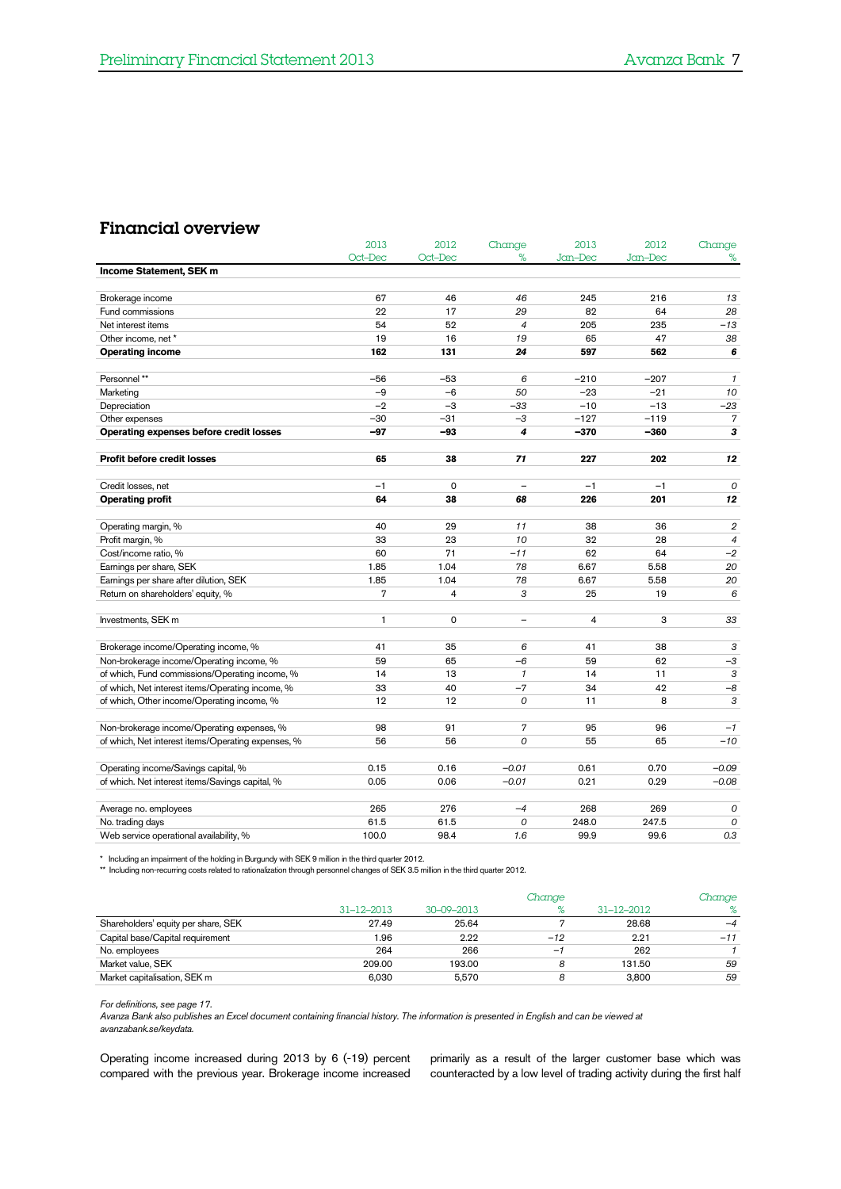## Financial overview

| | 2013 Oct–Dec | 2012 Oct–Dec | Change % | 2013 Jan–Dec | 2012 Jan–Dec | Change % |
|---|---|---|---|---|---|---|
| **Income Statement, SEK m** | | | | | | |
| Brokerage income | 67 | 46 | *46* | 245 | 216 | *13* |
| Fund commissions | 22 | 17 | *29* | 82 | 64 | *28* |
| Net interest items | 54 | 52 | *4* | 205 | 235 | *–13* |
| Other income, net * | 19 | 16 | *19* | 65 | 47 | *38* |
| **Operating income** | **162** | **131** | ***24*** | **597** | **562** | ***6*** |
| Personnel ** | –56 | –53 | *6* | –210 | –207 | *1* |
| Marketing | –9 | –6 | *50* | –23 | –21 | *10* |
| Depreciation | –2 | –3 | *–33* | –10 | –13 | *–23* |
| Other expenses | –30 | –31 | *–3* | –127 | –119 | *7* |
| **Operating expenses before credit losses** | **–97** | **–93** | ***4*** | **–370** | **–360** | ***3*** |
| **Profit before credit losses** | **65** | **38** | ***71*** | **227** | **202** | ***12*** |
| Credit losses, net | –1 | 0 | *–* | –1 | –1 | *0* |
| **Operating profit** | **64** | **38** | ***68*** | **226** | **201** | ***12*** |
| Operating margin, % | 40 | 29 | *11* | 38 | 36 | *2* |
| Profit margin, % | 33 | 23 | *10* | 32 | 28 | *4* |
| Cost/income ratio, % | 60 | 71 | *–11* | 62 | 64 | *–2* |
| Earnings per share, SEK | 1.85 | 1.04 | *78* | 6.67 | 5.58 | *20* |
| Earnings per share after dilution, SEK | 1.85 | 1.04 | *78* | 6.67 | 5.58 | *20* |
| Return on shareholders' equity, % | 7 | 4 | *3* | 25 | 19 | *6* |
| Investments, SEK m | 1 | 0 | *–* | 4 | 3 | *33* |
| Brokerage income/Operating income, % | 41 | 35 | *6* | 41 | 38 | *3* |
| Non-brokerage income/Operating income, % | 59 | 65 | *–6* | 59 | 62 | *–3* |
| of which, Fund commissions/Operating income, % | 14 | 13 | *1* | 14 | 11 | *3* |
| of which, Net interest items/Operating income, % | 33 | 40 | *–7* | 34 | 42 | *–8* |
| of which, Other income/Operating income, % | 12 | 12 | *0* | 11 | 8 | *3* |
| Non-brokerage income/Operating expenses, % | 98 | 91 | *7* | 95 | 96 | *–1* |
| of which, Net interest items/Operating expenses, % | 56 | 56 | *0* | 55 | 65 | *–10* |
| Operating income/Savings capital, % | 0.15 | 0.16 | *–0.01* | 0.61 | 0.70 | *–0.09* |
| of which. Net interest items/Savings capital, % | 0.05 | 0.06 | *–0.01* | 0.21 | 0.29 | *–0.08* |
| Average no. employees | 265 | 276 | *–4* | 268 | 269 | *0* |
| No. trading days | 61.5 | 61.5 | *0* | 248.0 | 247.5 | *0* |
| Web service operational availability, % | 100.0 | 98.4 | *1.6* | 99.9 | 99.6 | *0.3* |

\* Including an impairment of the holding in Burgundy with SEK 9 million in the third quarter 2012.

\** Including non-recurring costs related to rationalization through personnel changes of SEK 3.5 million in the third quarter 2012.

| | 31–12–2013 | 30–09–2013 | Change % | 31–12–2012 | Change % |
|---|---|---|---|---|---|
| Shareholders' equity per share, SEK | 27.49 | 25.64 | *7* | 28.68 | *–4* |
| Capital base/Capital requirement | 1.96 | 2.22 | *–12* | 2.21 | *–11* |
| No. employees | 264 | 266 | *–1* | 262 | *1* |
| Market value, SEK | 209.00 | 193.00 | *8* | 131.50 | *59* |
| Market capitalisation, SEK m | 6,030 | 5,570 | *8* | 3,800 | *59* |

*For definitions, see page 17.*

*Avanza Bank also publishes an Excel document containing financial history. The information is presented in English and can be viewed at avanzabank.se/keydata.*

Operating income increased during 2013 by 6 (-19) percent compared with the previous year. Brokerage income increased primarily as a result of the larger customer base which was counteracted by a low level of trading activity during the first half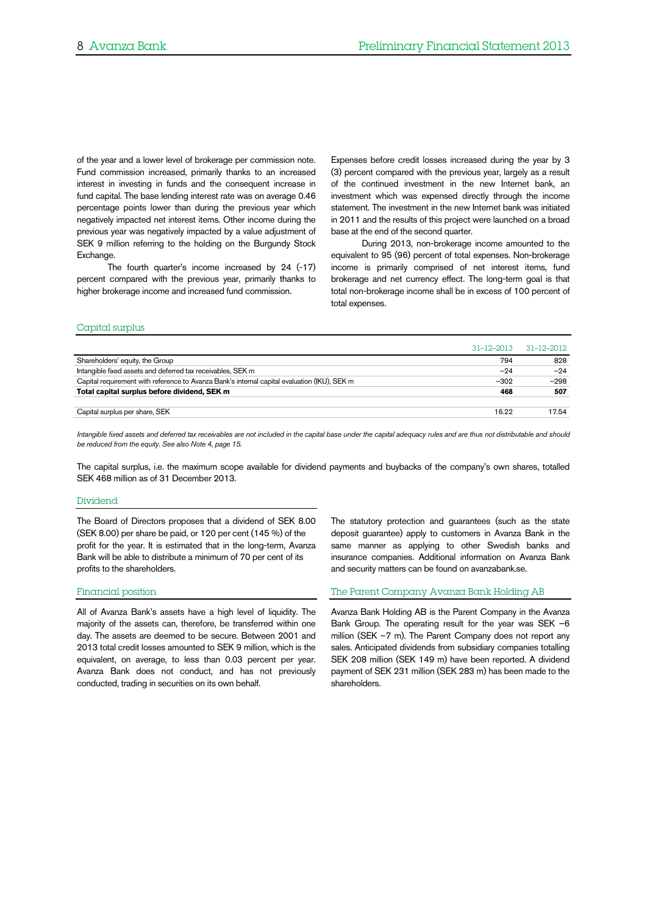of the year and a lower level of brokerage per commission note. Fund commission increased, primarily thanks to an increased interest in investing in funds and the consequent increase in fund capital. The base lending interest rate was on average 0.46 percentage points lower than during the previous year which negatively impacted net interest items. Other income during the previous year was negatively impacted by a value adjustment of SEK 9 million referring to the holding on the Burgundy Stock Exchange.

The fourth quarter's income increased by 24 (-17) percent compared with the previous year, primarily thanks to higher brokerage income and increased fund commission.

Expenses before credit losses increased during the year by 3 (3) percent compared with the previous year, largely as a result of the continued investment in the new Internet bank, an investment which was expensed directly through the income statement. The investment in the new Internet bank was initiated in 2011 and the results of this project were launched on a broad base at the end of the second quarter.

During 2013, non-brokerage income amounted to the equivalent to 95 (96) percent of total expenses. Non-brokerage income is primarily comprised of net interest items, fund brokerage and net currency effect. The long-term goal is that total non-brokerage income shall be in excess of 100 percent of total expenses.

## Capital surplus

| | 31–12–2013 | 31–12–2012 |
|---|---|---|
| Shareholders' equity, the Group | 794 | 828 |
| Intangible fixed assets and deferred tax receivables, SEK m | –24 | –24 |
| Capital requirement with reference to Avanza Bank's internal capital evaluation (IKU), SEK m | –302 | –298 |
| **Total capital surplus before dividend, SEK m** | **468** | **507** |
| | | |
| Capital surplus per share, SEK | 16.22 | 17.54 |

*Intangible fixed assets and deferred tax receivables are not included in the capital base under the capital adequacy rules and are thus not distributable and should be reduced from the equity. See also Note 4, page 15.*

The capital surplus, i.e. the maximum scope available for dividend payments and buybacks of the company's own shares, totalled SEK 468 million as of 31 December 2013.

## Dividend

The Board of Directors proposes that a dividend of SEK 8.00 (SEK 8.00) per share be paid, or 120 per cent (145 %) of the profit for the year. It is estimated that in the long-term, Avanza Bank will be able to distribute a minimum of 70 per cent of its profits to the shareholders.

## Financial position

All of Avanza Bank's assets have a high level of liquidity. The majority of the assets can, therefore, be transferred within one day. The assets are deemed to be secure. Between 2001 and 2013 total credit losses amounted to SEK 9 million, which is the equivalent, on average, to less than 0.03 percent per year. Avanza Bank does not conduct, and has not previously conducted, trading in securities on its own behalf.

The statutory protection and guarantees (such as the state deposit guarantee) apply to customers in Avanza Bank in the same manner as applying to other Swedish banks and insurance companies. Additional information on Avanza Bank and security matters can be found on avanzabank.se.

## The Parent Company Avanza Bank Holding AB

Avanza Bank Holding AB is the Parent Company in the Avanza Bank Group. The operating result for the year was SEK –6 million (SEK –7 m). The Parent Company does not report any sales. Anticipated dividends from subsidiary companies totalling SEK 208 million (SEK 149 m) have been reported. A dividend payment of SEK 231 million (SEK 283 m) has been made to the shareholders.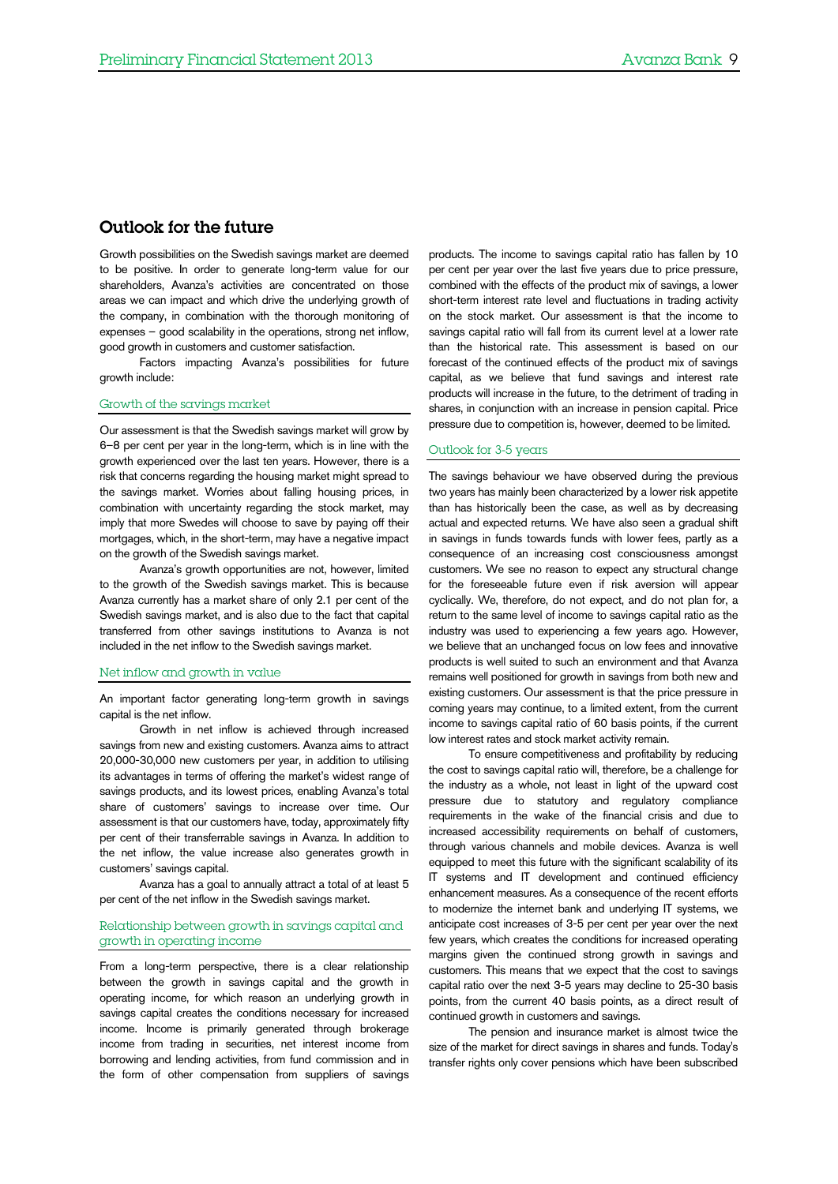## Outlook for the future

Growth possibilities on the Swedish savings market are deemed to be positive. In order to generate long-term value for our shareholders, Avanza's activities are concentrated on those areas we can impact and which drive the underlying growth of the company, in combination with the thorough monitoring of expenses – good scalability in the operations, strong net inflow, good growth in customers and customer satisfaction.

Factors impacting Avanza's possibilities for future growth include:

### Growth of the savings market

Our assessment is that the Swedish savings market will grow by 6–8 per cent per year in the long-term, which is in line with the growth experienced over the last ten years. However, there is a risk that concerns regarding the housing market might spread to the savings market. Worries about falling housing prices, in combination with uncertainty regarding the stock market, may imply that more Swedes will choose to save by paying off their mortgages, which, in the short-term, may have a negative impact on the growth of the Swedish savings market.

Avanza's growth opportunities are not, however, limited to the growth of the Swedish savings market. This is because Avanza currently has a market share of only 2.1 per cent of the Swedish savings market, and is also due to the fact that capital transferred from other savings institutions to Avanza is not included in the net inflow to the Swedish savings market.

### Net inflow and growth in value

An important factor generating long-term growth in savings capital is the net inflow.

Growth in net inflow is achieved through increased savings from new and existing customers. Avanza aims to attract 20,000-30,000 new customers per year, in addition to utilising its advantages in terms of offering the market's widest range of savings products, and its lowest prices, enabling Avanza's total share of customers' savings to increase over time. Our assessment is that our customers have, today, approximately fifty per cent of their transferrable savings in Avanza. In addition to the net inflow, the value increase also generates growth in customers' savings capital.

Avanza has a goal to annually attract a total of at least 5 per cent of the net inflow in the Swedish savings market.

### Relationship between growth in savings capital and growth in operating income

From a long-term perspective, there is a clear relationship between the growth in savings capital and the growth in operating income, for which reason an underlying growth in savings capital creates the conditions necessary for increased income. Income is primarily generated through brokerage income from trading in securities, net interest income from borrowing and lending activities, from fund commission and in the form of other compensation from suppliers of savings products. The income to savings capital ratio has fallen by 10 per cent per year over the last five years due to price pressure, combined with the effects of the product mix of savings, a lower short-term interest rate level and fluctuations in trading activity on the stock market. Our assessment is that the income to savings capital ratio will fall from its current level at a lower rate than the historical rate. This assessment is based on our forecast of the continued effects of the product mix of savings capital, as we believe that fund savings and interest rate products will increase in the future, to the detriment of trading in shares, in conjunction with an increase in pension capital. Price pressure due to competition is, however, deemed to be limited.

### Outlook for 3-5 years

The savings behaviour we have observed during the previous two years has mainly been characterized by a lower risk appetite than has historically been the case, as well as by decreasing actual and expected returns. We have also seen a gradual shift in savings in funds towards funds with lower fees, partly as a consequence of an increasing cost consciousness amongst customers. We see no reason to expect any structural change for the foreseeable future even if risk aversion will appear cyclically. We, therefore, do not expect, and do not plan for, a return to the same level of income to savings capital ratio as the industry was used to experiencing a few years ago. However, we believe that an unchanged focus on low fees and innovative products is well suited to such an environment and that Avanza remains well positioned for growth in savings from both new and existing customers. Our assessment is that the price pressure in coming years may continue, to a limited extent, from the current income to savings capital ratio of 60 basis points, if the current low interest rates and stock market activity remain.

To ensure competitiveness and profitability by reducing the cost to savings capital ratio will, therefore, be a challenge for the industry as a whole, not least in light of the upward cost pressure due to statutory and regulatory compliance requirements in the wake of the financial crisis and due to increased accessibility requirements on behalf of customers, through various channels and mobile devices. Avanza is well equipped to meet this future with the significant scalability of its IT systems and IT development and continued efficiency enhancement measures. As a consequence of the recent efforts to modernize the internet bank and underlying IT systems, we anticipate cost increases of 3-5 per cent per year over the next few years, which creates the conditions for increased operating margins given the continued strong growth in savings and customers. This means that we expect that the cost to savings capital ratio over the next 3-5 years may decline to 25-30 basis points, from the current 40 basis points, as a direct result of continued growth in customers and savings.

The pension and insurance market is almost twice the size of the market for direct savings in shares and funds. Today's transfer rights only cover pensions which have been subscribed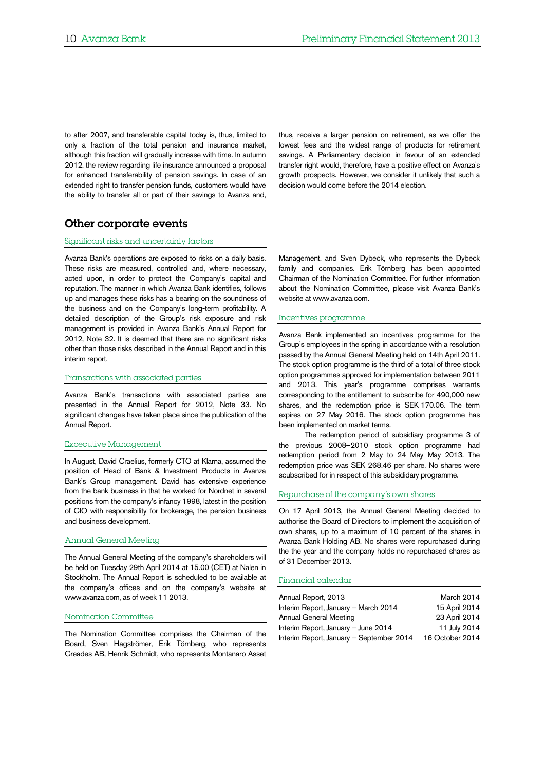to after 2007, and transferable capital today is, thus, limited to only a fraction of the total pension and insurance market, although this fraction will gradually increase with time. In autumn 2012, the review regarding life insurance announced a proposal for enhanced transferability of pension savings. In case of an extended right to transfer pension funds, customers would have the ability to transfer all or part of their savings to Avanza and, thus, receive a larger pension on retirement, as we offer the lowest fees and the widest range of products for retirement savings. A Parliamentary decision in favour of an extended transfer right would, therefore, have a positive effect on Avanza's growth prospects. However, we consider it unlikely that such a decision would come before the 2014 election.

## Other corporate events

### Significant risks and uncertainly factors

Avanza Bank's operations are exposed to risks on a daily basis. These risks are measured, controlled and, where necessary, acted upon, in order to protect the Company's capital and reputation. The manner in which Avanza Bank identifies, follows up and manages these risks has a bearing on the soundness of the business and on the Company's long-term profitability. A detailed description of the Group's risk exposure and risk management is provided in Avanza Bank's Annual Report for 2012, Note 32. It is deemed that there are no significant risks other than those risks described in the Annual Report and in this interim report.

### Transactions with associated parties

Avanza Bank's transactions with associated parties are presented in the Annual Report for 2012, Note 33. No significant changes have taken place since the publication of the Annual Report.

### Excecutive Management

In August, David Craelius, formerly CTO at Klarna, assumed the position of Head of Bank & Investment Products in Avanza Bank's Group management. David has extensive experience from the bank business in that he worked for Nordnet in several positions from the company's infancy 1998, latest in the position of CIO with responsibility for brokerage, the pension business and business development.

### Annual General Meeting

The Annual General Meeting of the company's shareholders will be held on Tuesday 29th April 2014 at 15.00 (CET) at Nalen in Stockholm. The Annual Report is scheduled to be available at the company's offices and on the company's website at www.avanza.com, as of week 11 2013.

### Nomination Committee

The Nomination Committee comprises the Chairman of the Board, Sven Hagströmer, Erik Törnberg, who represents Creades AB, Henrik Schmidt, who represents Montanaro Asset Management, and Sven Dybeck, who represents the Dybeck family and companies. Erik Törnberg has been appointed Chairman of the Nomination Committee. For further information about the Nomination Committee, please visit Avanza Bank's website at www.avanza.com.

### Incentives programme

Avanza Bank implemented an incentives programme for the Group's employees in the spring in accordance with a resolution passed by the Annual General Meeting held on 14th April 2011. The stock option programme is the third of a total of three stock option programmes approved for implementation between 2011 and 2013. This year's programme comprises warrants corresponding to the entitlement to subscribe for 490,000 new shares, and the redemption price is SEK 170.06. The term expires on 27 May 2016. The stock option programme has been implemented on market terms.

The redemption period of subsidiary programme 3 of the previous 2008–2010 stock option programme had redemption period from 2 May to 24 May May 2013. The redemption price was SEK 268.46 per share. No shares were scubscribed for in respect of this subsidiary programme.

### Repurchase of the company's own shares

On 17 April 2013, the Annual General Meeting decided to authorise the Board of Directors to implement the acquisition of own shares, up to a maximum of 10 percent of the shares in Avanza Bank Holding AB. No shares were repurchased during the the year and the company holds no repurchased shares as of 31 December 2013.

### Financial calendar

| | |
|---|---|
| Annual Report, 2013 | March 2014 |
| Interim Report, January – March 2014 | 15 April 2014 |
| Annual General Meeting | 23 April 2014 |
| Interim Report, January – June 2014 | 11 July 2014 |
| Interim Report, January – September 2014 | 16 October 2014 |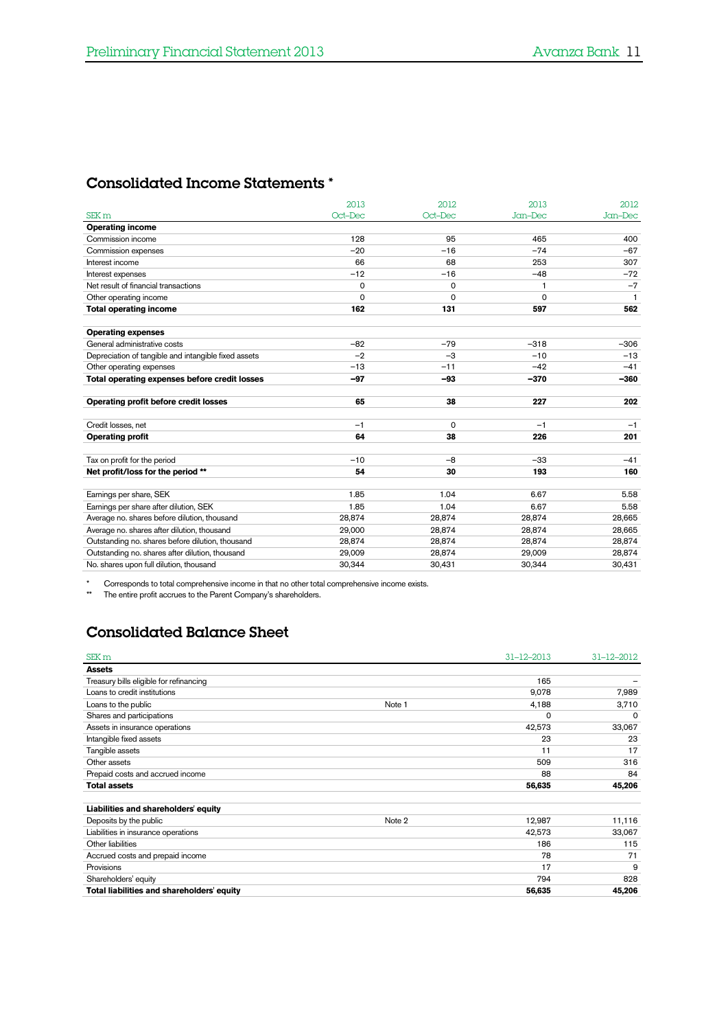## Consolidated Income Statements *

| SEK m | 2013 Oct–Dec | 2012 Oct–Dec | 2013 Jan–Dec | 2012 Jan–Dec |
|---|---|---|---|---|
| **Operating income** | | | | |
| Commission income | 128 | 95 | 465 | 400 |
| Commission expenses | –20 | –16 | –74 | –67 |
| Interest income | 66 | 68 | 253 | 307 |
| Interest expenses | –12 | –16 | –48 | –72 |
| Net result of financial transactions | 0 | 0 | 1 | –7 |
| Other operating income | 0 | 0 | 0 | 1 |
| **Total operating income** | **162** | **131** | **597** | **562** |
| | | | | |
| **Operating expenses** | | | | |
| General administrative costs | –82 | –79 | –318 | –306 |
| Depreciation of tangible and intangible fixed assets | –2 | –3 | –10 | –13 |
| Other operating expenses | –13 | –11 | –42 | –41 |
| **Total operating expenses before credit losses** | **–97** | **–93** | **–370** | **–360** |
| | | | | |
| **Operating profit before credit losses** | **65** | **38** | **227** | **202** |
| | | | | |
| Credit losses, net | –1 | 0 | –1 | –1 |
| **Operating profit** | **64** | **38** | **226** | **201** |
| | | | | |
| Tax on profit for the period | –10 | –8 | –33 | –41 |
| **Net profit/loss for the period **** | **54** | **30** | **193** | **160** |
| | | | | |
| Earnings per share, SEK | 1.85 | 1.04 | 6.67 | 5.58 |
| Earnings per share after dilution, SEK | 1.85 | 1.04 | 6.67 | 5.58 |
| Average no. shares before dilution, thousand | 28,874 | 28,874 | 28,874 | 28,665 |
| Average no. shares after dilution, thousand | 29,000 | 28,874 | 28,874 | 28,665 |
| Outstanding no. shares before dilution, thousand | 28,874 | 28,874 | 28,874 | 28,874 |
| Outstanding no. shares after dilution, thousand | 29,009 | 28,874 | 29,009 | 28,874 |
| No. shares upon full dilution, thousand | 30,344 | 30,431 | 30,344 | 30,431 |

\* Corresponds to total comprehensive income in that no other total comprehensive income exists.

\** The entire profit accrues to the Parent Company's shareholders.

## Consolidated Balance Sheet

| SEK m | | 31–12–2013 | 31–12–2012 |
|---|---|---|---|
| **Assets** | | | |
| Treasury bills eligible for refinancing | | 165 | – |
| Loans to credit institutions | | 9,078 | 7,989 |
| Loans to the public | Note 1 | 4,188 | 3,710 |
| Shares and participations | | 0 | 0 |
| Assets in insurance operations | | 42,573 | 33,067 |
| Intangible fixed assets | | 23 | 23 |
| Tangible assets | | 11 | 17 |
| Other assets | | 509 | 316 |
| Prepaid costs and accrued income | | 88 | 84 |
| **Total assets** | | **56,635** | **45,206** |
| | | | |
| **Liabilities and shareholders' equity** | | | |
| Deposits by the public | Note 2 | 12,987 | 11,116 |
| Liabilities in insurance operations | | 42,573 | 33,067 |
| Other liabilities | | 186 | 115 |
| Accrued costs and prepaid income | | 78 | 71 |
| Provisions | | 17 | 9 |
| Shareholders' equity | | 794 | 828 |
| **Total liabilities and shareholders' equity** | | **56,635** | **45,206** |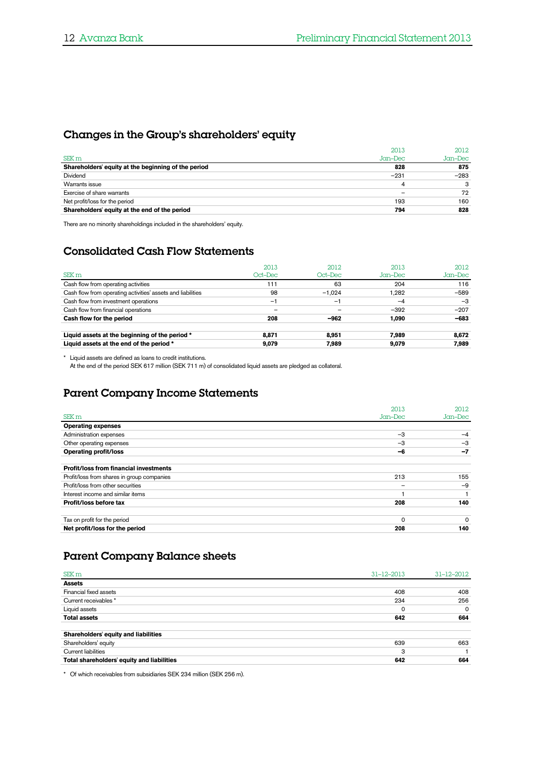## Changes in the Group's shareholders' equity

| SEK m | 2013 Jan–Dec | 2012 Jan–Dec |
|---|---|---|
| **Shareholders' equity at the beginning of the period** | **828** | **875** |
| Dividend | −231 | −283 |
| Warrants issue | 4 | 3 |
| Exercise of share warrants | – | 72 |
| Net profit/loss for the period | 193 | 160 |
| **Shareholders' equity at the end of the period** | **794** | **828** |

There are no minority shareholdings included in the shareholders' equity.

## Consolidated Cash Flow Statements

| SEK m | 2013 Oct–Dec | 2012 Oct–Dec | 2013 Jan–Dec | 2012 Jan–Dec |
|---|---|---|---|---|
| Cash flow from operating activities | 111 | 63 | 204 | 116 |
| Cash flow from operating activities' assets and liabilities | 98 | −1,024 | 1,282 | −589 |
| Cash flow from investment operations | −1 | −1 | −4 | −3 |
| Cash flow from financial operations | – | – | −392 | −207 |
| **Cash flow for the period** | **208** | **−962** | **1,090** | **−683** |
| | | | | |
| **Liquid assets at the beginning of the period \*** | **8,871** | **8,951** | **7,989** | **8,672** |
| **Liquid assets at the end of the period \*** | **9,079** | **7,989** | **9,079** | **7,989** |

\* Liquid assets are defined as loans to credit institutions.
At the end of the period SEK 617 million (SEK 711 m) of consolidated liquid assets are pledged as collateral.

## Parent Company Income Statements

| SEK m | 2013 Jan–Dec | 2012 Jan–Dec |
|---|---|---|
| **Operating expenses** | | |
| Administration expenses | −3 | −4 |
| Other operating expenses | −3 | −3 |
| **Operating profit/loss** | **−6** | **−7** |
| | | |
| **Profit/loss from financial investments** | | |
| Profit/loss from shares in group companies | 213 | 155 |
| Profit/loss from other securities | – | −9 |
| Interest income and similar items | 1 | 1 |
| **Profit/loss before tax** | **208** | **140** |
| | | |
| Tax on profit for the period | 0 | 0 |
| **Net profit/loss for the period** | **208** | **140** |

## Parent Company Balance sheets

| SEK m | 31–12–2013 | 31–12–2012 |
|---|---|---|
| **Assets** | | |
| Financial fixed assets | 408 | 408 |
| Current receivables * | 234 | 256 |
| Liquid assets | 0 | 0 |
| **Total assets** | **642** | **664** |
| | | |
| **Shareholders' equity and liabilities** | | |
| Shareholders' equity | 639 | 663 |
| Current liabilities | 3 | 1 |
| **Total shareholders' equity and liabilities** | **642** | **664** |

\* Of which receivables from subsidiaries SEK 234 million (SEK 256 m).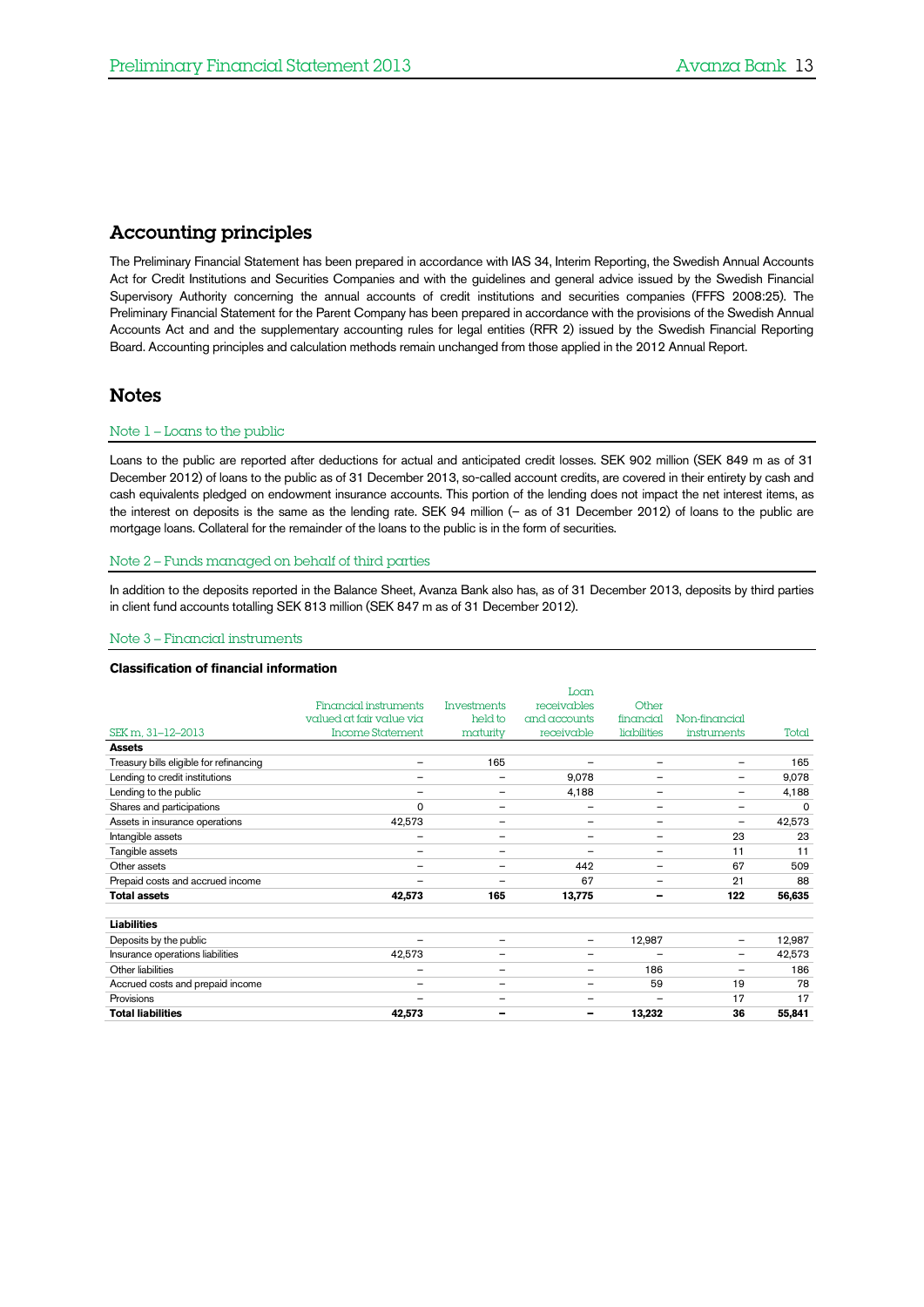## Accounting principles

The Preliminary Financial Statement has been prepared in accordance with IAS 34, Interim Reporting, the Swedish Annual Accounts Act for Credit Institutions and Securities Companies and with the guidelines and general advice issued by the Swedish Financial Supervisory Authority concerning the annual accounts of credit institutions and securities companies (FFFS 2008:25). The Preliminary Financial Statement for the Parent Company has been prepared in accordance with the provisions of the Swedish Annual Accounts Act and and the supplementary accounting rules for legal entities (RFR 2) issued by the Swedish Financial Reporting Board. Accounting principles and calculation methods remain unchanged from those applied in the 2012 Annual Report.

## Notes

### Note 1 – Loans to the public

Loans to the public are reported after deductions for actual and anticipated credit losses. SEK 902 million (SEK 849 m as of 31 December 2012) of loans to the public as of 31 December 2013, so-called account credits, are covered in their entirety by cash and cash equivalents pledged on endowment insurance accounts. This portion of the lending does not impact the net interest items, as the interest on deposits is the same as the lending rate. SEK 94 million (– as of 31 December 2012) of loans to the public are mortgage loans. Collateral for the remainder of the loans to the public is in the form of securities.

### Note 2 – Funds managed on behalf of third parties

In addition to the deposits reported in the Balance Sheet, Avanza Bank also has, as of 31 December 2013, deposits by third parties in client fund accounts totalling SEK 813 million (SEK 847 m as of 31 December 2012).

### Note 3 – Financial instruments

**Classification of financial information**

| SEK m, 31–12–2013 | Financial instruments valued at fair value via Income Statement | Investments held to maturity | Loan receivables and accounts receivable | Other financial liabilities | Non-financial instruments | Total |
|---|---|---|---|---|---|---|
| **Assets** | | | | | | |
| Treasury bills eligible for refinancing | – | 165 | – | – | – | 165 |
| Lending to credit institutions | – | – | 9,078 | – | – | 9,078 |
| Lending to the public | – | – | 4,188 | – | – | 4,188 |
| Shares and participations | 0 | – | – | – | – | 0 |
| Assets in insurance operations | 42,573 | – | – | – | – | 42,573 |
| Intangible assets | – | – | – | – | 23 | 23 |
| Tangible assets | – | – | – | – | 11 | 11 |
| Other assets | – | – | 442 | – | 67 | 509 |
| Prepaid costs and accrued income | – | – | 67 | – | 21 | 88 |
| **Total assets** | **42,573** | **165** | **13,775** | **–** | **122** | **56,635** |
| | | | | | | |
| **Liabilities** | | | | | | |
| Deposits by the public | – | – | – | 12,987 | – | 12,987 |
| Insurance operations liabilities | 42,573 | – | – | – | – | 42,573 |
| Other liabilities | – | – | – | 186 | – | 186 |
| Accrued costs and prepaid income | – | – | – | 59 | 19 | 78 |
| Provisions | – | – | – | – | 17 | 17 |
| **Total liabilities** | **42,573** | **–** | **–** | **13,232** | **36** | **55,841** |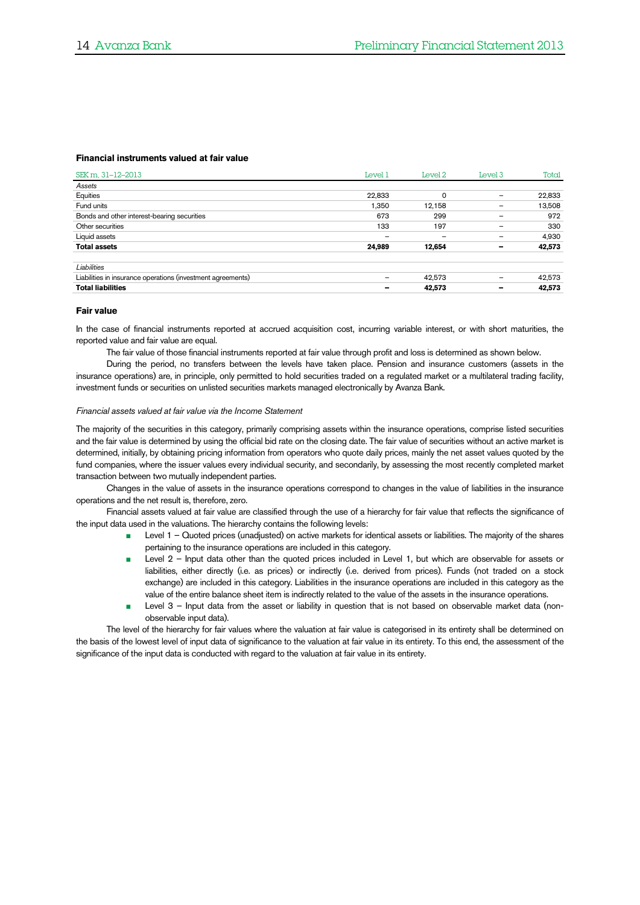### Financial instruments valued at fair value

| SEK m, 31–12–2013 | Level 1 | Level 2 | Level 3 | Total |
|---|---|---|---|---|
| *Assets* | | | | |
| Equities | 22,833 | 0 | – | 22,833 |
| Fund units | 1,350 | 12,158 | – | 13,508 |
| Bonds and other interest-bearing securities | 673 | 299 | – | 972 |
| Other securities | 133 | 197 | – | 330 |
| Liquid assets | – | – | – | 4,930 |
| **Total assets** | **24,989** | **12,654** | **–** | **42,573** |
| | | | | |
| *Liabilities* | | | | |
| Liabilities in insurance operations (investment agreements) | – | 42,573 | – | 42,573 |
| **Total liabilities** | **–** | **42,573** | **–** | **42,573** |

### Fair value

In the case of financial instruments reported at accrued acquisition cost, incurring variable interest, or with short maturities, the reported value and fair value are equal.

The fair value of those financial instruments reported at fair value through profit and loss is determined as shown below.

During the period, no transfers between the levels have taken place. Pension and insurance customers (assets in the insurance operations) are, in principle, only permitted to hold securities traded on a regulated market or a multilateral trading facility, investment funds or securities on unlisted securities markets managed electronically by Avanza Bank.

*Financial assets valued at fair value via the Income Statement*

The majority of the securities in this category, primarily comprising assets within the insurance operations, comprise listed securities and the fair value is determined by using the official bid rate on the closing date. The fair value of securities without an active market is determined, initially, by obtaining pricing information from operators who quote daily prices, mainly the net asset values quoted by the fund companies, where the issuer values every individual security, and secondarily, by assessing the most recently completed market transaction between two mutually independent parties.

Changes in the value of assets in the insurance operations correspond to changes in the value of liabilities in the insurance operations and the net result is, therefore, zero.

Financial assets valued at fair value are classified through the use of a hierarchy for fair value that reflects the significance of the input data used in the valuations. The hierarchy contains the following levels:

- Level 1 – Quoted prices (unadjusted) on active markets for identical assets or liabilities. The majority of the shares pertaining to the insurance operations are included in this category.
- Level 2 – Input data other than the quoted prices included in Level 1, but which are observable for assets or liabilities, either directly (i.e. as prices) or indirectly (i.e. derived from prices). Funds (not traded on a stock exchange) are included in this category. Liabilities in the insurance operations are included in this category as the value of the entire balance sheet item is indirectly related to the value of the assets in the insurance operations.
- Level 3 – Input data from the asset or liability in question that is not based on observable market data (non-observable input data).

The level of the hierarchy for fair values where the valuation at fair value is categorised in its entirety shall be determined on the basis of the lowest level of input data of significance to the valuation at fair value in its entirety. To this end, the assessment of the significance of the input data is conducted with regard to the valuation at fair value in its entirety.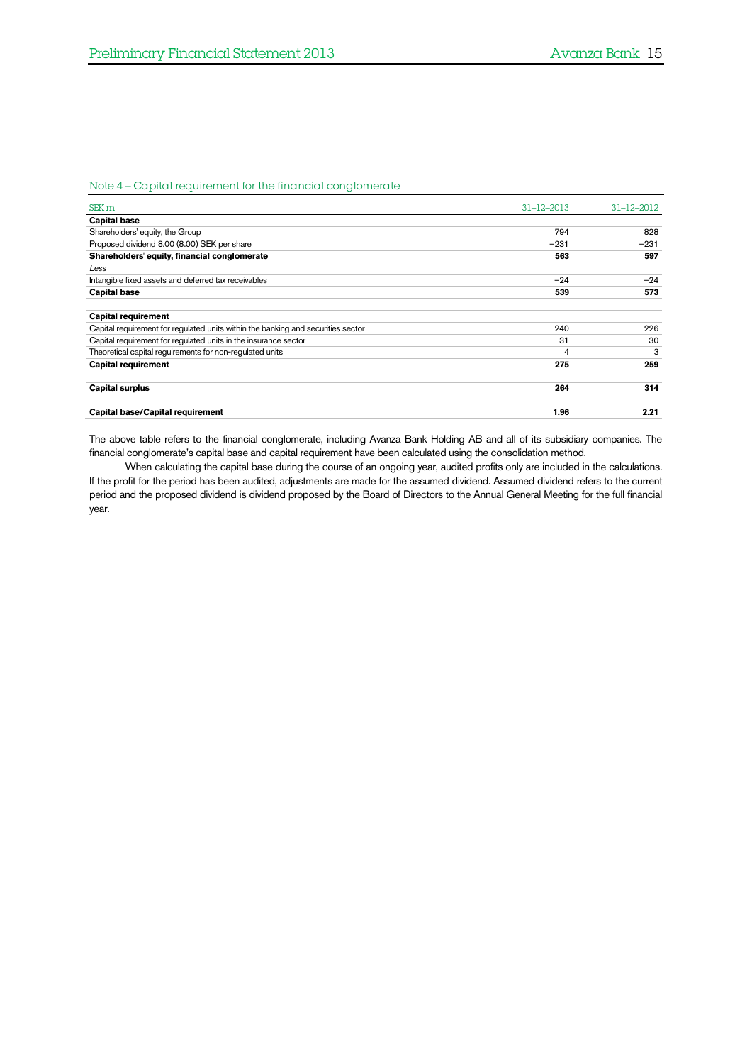## Note 4 – Capital requirement for the financial conglomerate

| SEK m | 31-12-2013 | 31-12-2012 |
|---|---|---|
| **Capital base** | | |
| Shareholders' equity, the Group | 794 | 828 |
| Proposed dividend 8.00 (8.00) SEK per share | –231 | –231 |
| **Shareholders' equity, financial conglomerate** | **563** | **597** |
| *Less* | | |
| Intangible fixed assets and deferred tax receivables | –24 | –24 |
| **Capital base** | **539** | **573** |
| | | |
| **Capital requirement** | | |
| Capital requirement for regulated units within the banking and securities sector | 240 | 226 |
| Capital requirement for regulated units in the insurance sector | 31 | 30 |
| Theoretical capital requirements for non-regulated units | 4 | 3 |
| **Capital requirement** | **275** | **259** |
| | | |
| **Capital surplus** | **264** | **314** |
| | | |
| **Capital base/Capital requirement** | **1.96** | **2.21** |

The above table refers to the financial conglomerate, including Avanza Bank Holding AB and all of its subsidiary companies. The financial conglomerate's capital base and capital requirement have been calculated using the consolidation method.

When calculating the capital base during the course of an ongoing year, audited profits only are included in the calculations. If the profit for the period has been audited, adjustments are made for the assumed dividend. Assumed dividend refers to the current period and the proposed dividend is dividend proposed by the Board of Directors to the Annual General Meeting for the full financial year.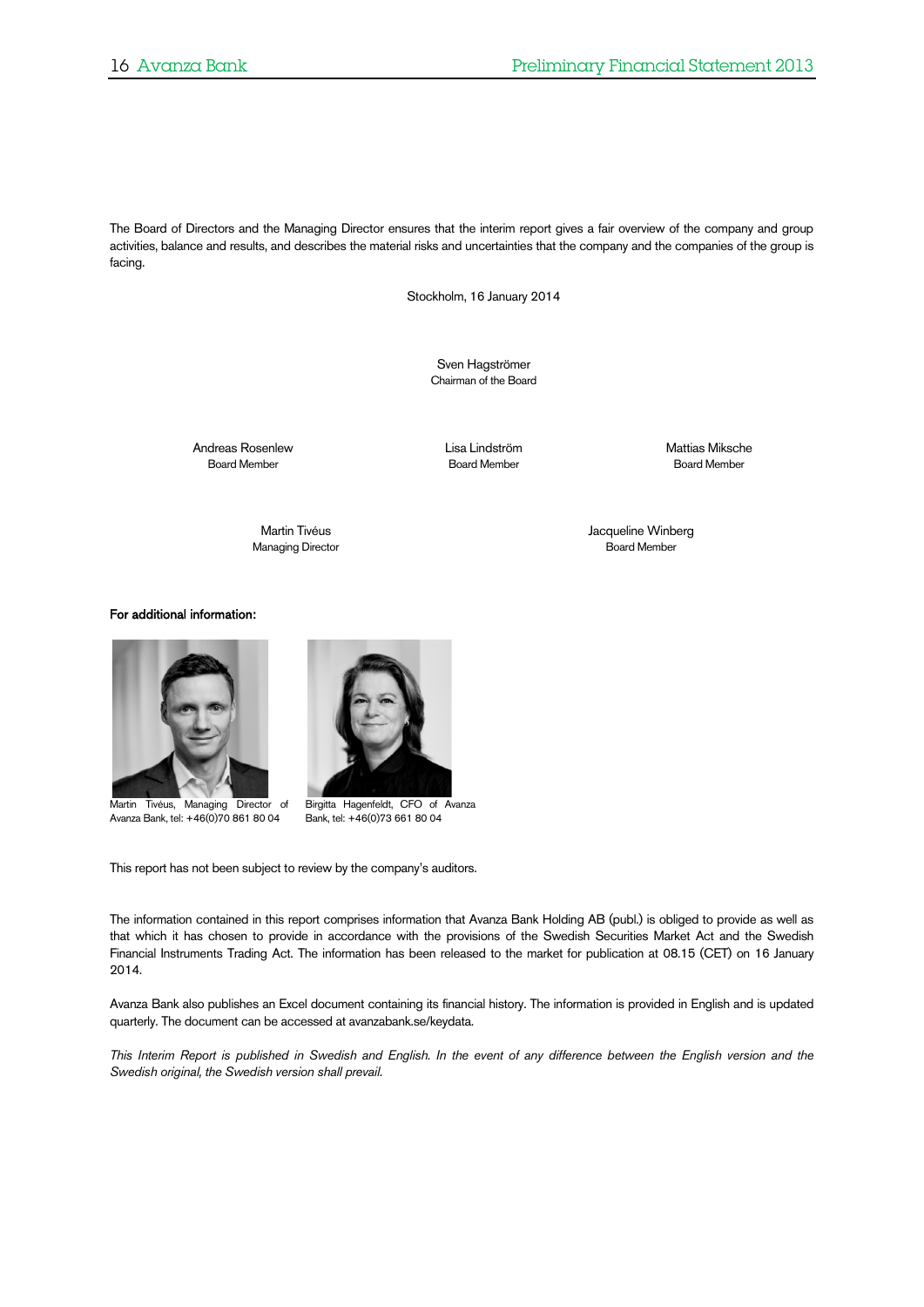The Board of Directors and the Managing Director ensures that the interim report gives a fair overview of the company and group activities, balance and results, and describes the material risks and uncertainties that the company and the companies of the group is facing.

Stockholm, 16 January 2014

Sven Hagströmer
Chairman of the Board

Andreas Rosenlew
Board Member

Lisa Lindström
Board Member

Mattias Miksche
Board Member

Martin Tivéus
Managing Director

Jacqueline Winberg
Board Member

**For additional information:**

Martin Tivéus, Managing Director of Avanza Bank, tel: +46(0)70 861 80 04

Birgitta Hagenfeldt, CFO of Avanza Bank, tel: +46(0)73 661 80 04

This report has not been subject to review by the company's auditors.

The information contained in this report comprises information that Avanza Bank Holding AB (publ.) is obliged to provide as well as that which it has chosen to provide in accordance with the provisions of the Swedish Securities Market Act and the Swedish Financial Instruments Trading Act. The information has been released to the market for publication at 08.15 (CET) on 16 January 2014.

Avanza Bank also publishes an Excel document containing its financial history. The information is provided in English and is updated quarterly. The document can be accessed at avanzabank.se/keydata.

*This Interim Report is published in Swedish and English. In the event of any difference between the English version and the Swedish original, the Swedish version shall prevail.*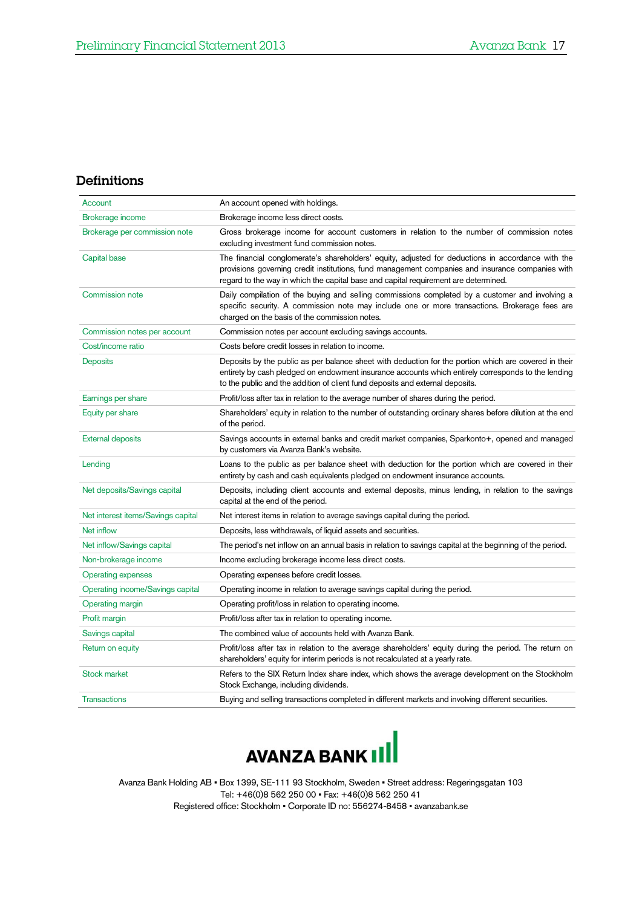## Definitions

| | |
|---|---|
| Account | An account opened with holdings. |
| Brokerage income | Brokerage income less direct costs. |
| Brokerage per commission note | Gross brokerage income for account customers in relation to the number of commission notes excluding investment fund commission notes. |
| Capital base | The financial conglomerate's shareholders' equity, adjusted for deductions in accordance with the provisions governing credit institutions, fund management companies and insurance companies with regard to the way in which the capital base and capital requirement are determined. |
| Commission note | Daily compilation of the buying and selling commissions completed by a customer and involving a specific security. A commission note may include one or more transactions. Brokerage fees are charged on the basis of the commission notes. |
| Commission notes per account | Commission notes per account excluding savings accounts. |
| Cost/income ratio | Costs before credit losses in relation to income. |
| Deposits | Deposits by the public as per balance sheet with deduction for the portion which are covered in their entirety by cash pledged on endowment insurance accounts which entirely corresponds to the lending to the public and the addition of client fund deposits and external deposits. |
| Earnings per share | Profit/loss after tax in relation to the average number of shares during the period. |
| Equity per share | Shareholders' equity in relation to the number of outstanding ordinary shares before dilution at the end of the period. |
| External deposits | Savings accounts in external banks and credit market companies, Sparkonto+, opened and managed by customers via Avanza Bank's website. |
| Lending | Loans to the public as per balance sheet with deduction for the portion which are covered in their entirety by cash and cash equivalents pledged on endowment insurance accounts. |
| Net deposits/Savings capital | Deposits, including client accounts and external deposits, minus lending, in relation to the savings capital at the end of the period. |
| Net interest items/Savings capital | Net interest items in relation to average savings capital during the period. |
| Net inflow | Deposits, less withdrawals, of liquid assets and securities. |
| Net inflow/Savings capital | The period's net inflow on an annual basis in relation to savings capital at the beginning of the period. |
| Non-brokerage income | Income excluding brokerage income less direct costs. |
| Operating expenses | Operating expenses before credit losses. |
| Operating income/Savings capital | Operating income in relation to average savings capital during the period. |
| Operating margin | Operating profit/loss in relation to operating income. |
| Profit margin | Profit/loss after tax in relation to operating income. |
| Savings capital | The combined value of accounts held with Avanza Bank. |
| Return on equity | Profit/loss after tax in relation to the average shareholders' equity during the period. The return on shareholders' equity for interim periods is not recalculated at a yearly rate. |
| Stock market | Refers to the SIX Return Index share index, which shows the average development on the Stockholm Stock Exchange, including dividends. |
| Transactions | Buying and selling transactions completed in different markets and involving different securities. |

AVANZA BANK

Avanza Bank Holding AB ▪ Box 1399, SE-111 93 Stockholm, Sweden ▪ Street address: Regeringsgatan 103
Tel: +46(0)8 562 250 00 ▪ Fax: +46(0)8 562 250 41
Registered office: Stockholm ▪ Corporate ID no: 556274-8458 ▪ avanzabank.se